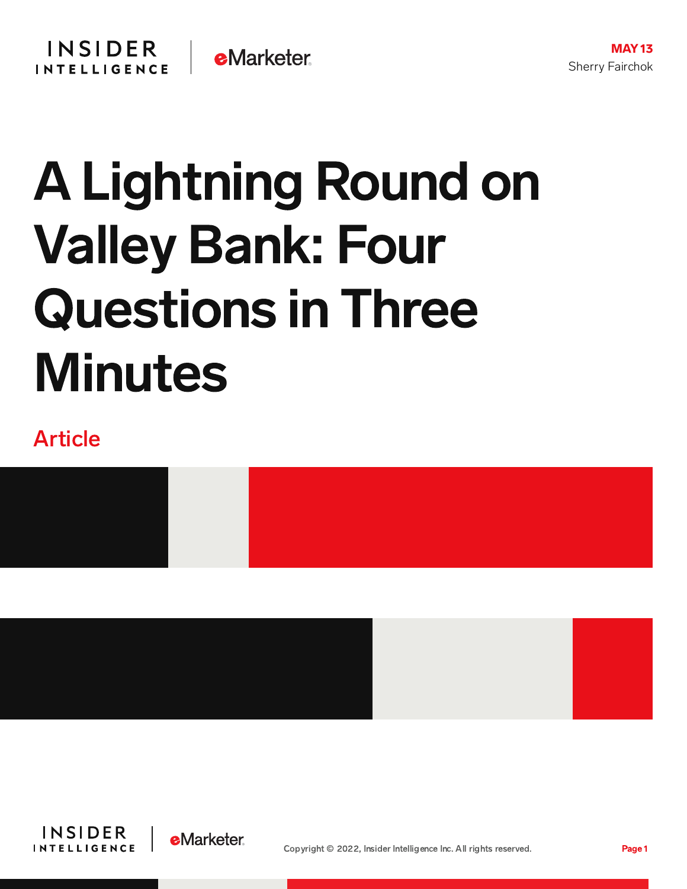MAY 13

Sherry Fairchok

# A Lightning Round on Valley Bank: Four Questions in Three Minutes

Article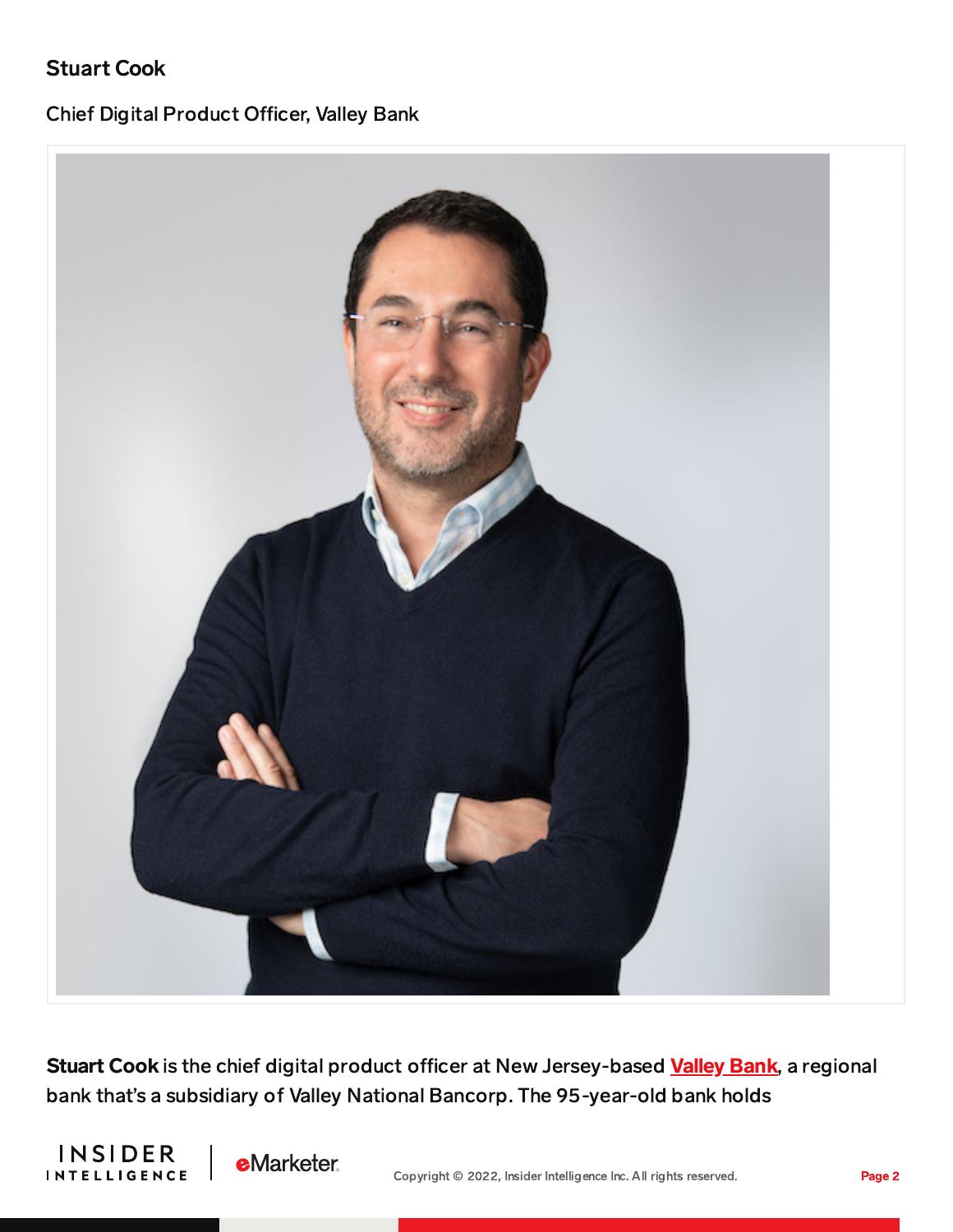### Stuart Cook

Chief Digital Product Officer, Valley Bank

**Stuart Cook** is the chief digital product officer at New Jersey-based **Valley Bank**, a regional bank that's a subsidiary of Valley National Bancorp. The 95-year-old bank holds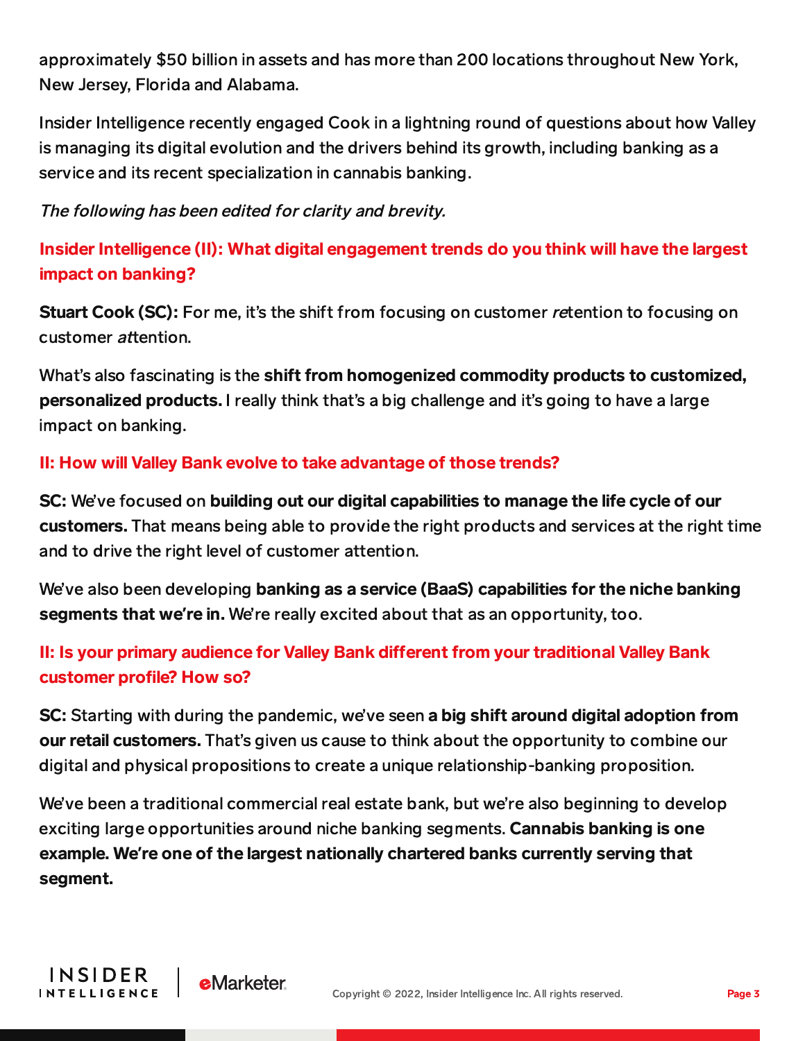approximately $50 billion in assets and has more than 200 locations throughout New York, New Jersey, Florida and Alabama.

Insider Intelligence recently engaged Cook in a lightning round of questions about how Valley is managing its digital evolution and the drivers behind its growth, including banking as a service and its recent specialization in cannabis banking.

*The following has been edited for clarity and brevity.*

**Insider Intelligence (II): What digital engagement trends do you think will have the largest impact on banking?**

**Stuart Cook (SC):** For me, it's the shift from focusing on customer *re*tention to focusing on customer *at*tention.

What's also fascinating is the **shift from homogenized commodity products to customized, personalized products.** I really think that's a big challenge and it's going to have a large impact on banking.

**II: How will Valley Bank evolve to take advantage of those trends?**

**SC:** We've focused on **building out our digital capabilities to manage the life cycle of our customers.** That means being able to provide the right products and services at the right time and to drive the right level of customer attention.

We've also been developing **banking as a service (BaaS) capabilities for the niche banking segments that we're in.** We're really excited about that as an opportunity, too.

**II: Is your primary audience for Valley Bank different from your traditional Valley Bank customer profile? How so?**

**SC:** Starting with during the pandemic, we've seen **a big shift around digital adoption from our retail customers.** That's given us cause to think about the opportunity to combine our digital and physical propositions to create a unique relationship-banking proposition.

We've been a traditional commercial real estate bank, but we're also beginning to develop exciting large opportunities around niche banking segments. **Cannabis banking is one example. We're one of the largest nationally chartered banks currently serving that segment.**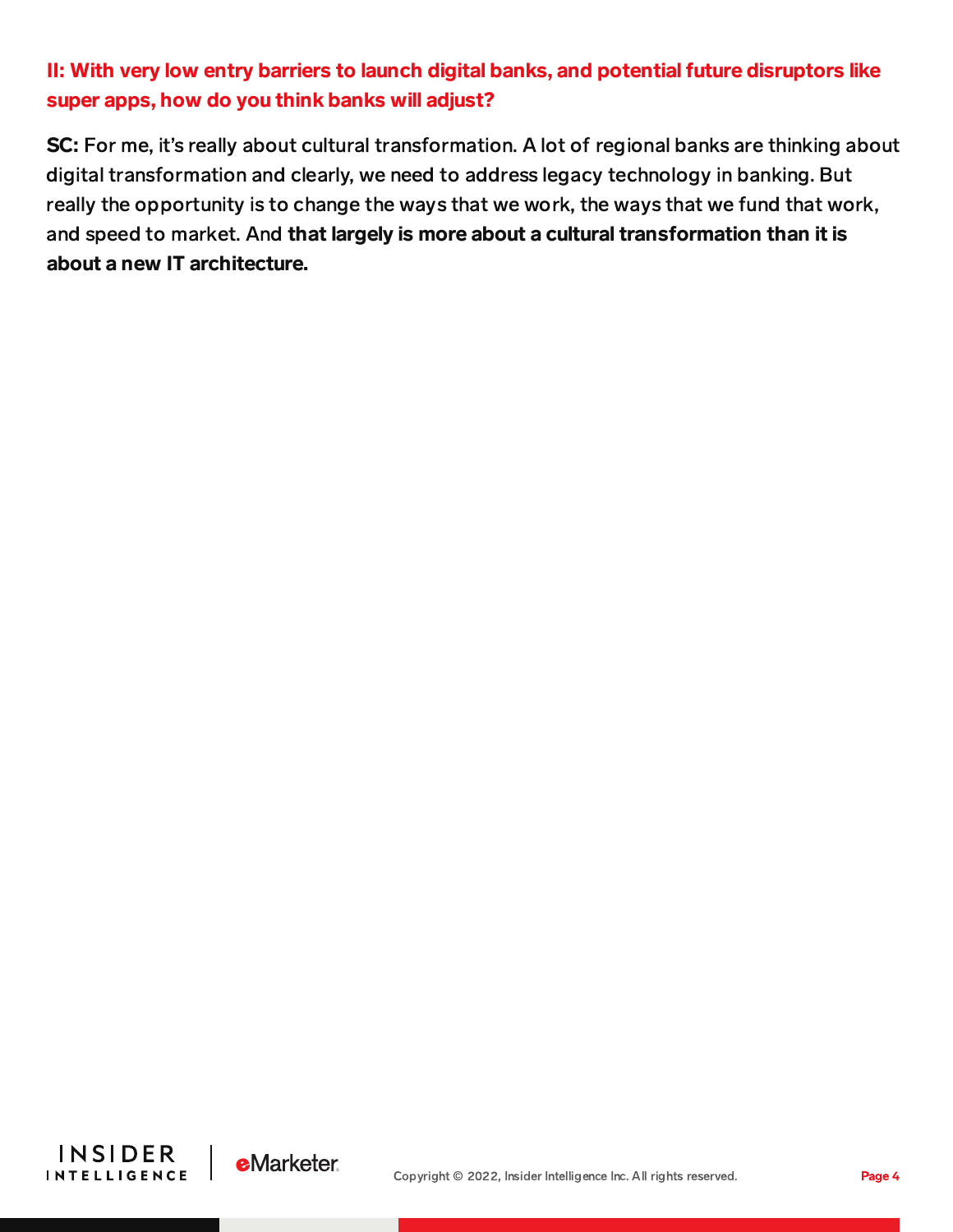**II: With very low entry barriers to launch digital banks, and potential future disruptors like super apps, how do you think banks will adjust?**

**SC:** For me, it's really about cultural transformation. A lot of regional banks are thinking about digital transformation and clearly, we need to address legacy technology in banking. But really the opportunity is to change the ways that we work, the ways that we fund that work, and speed to market. And **that largely is more about a cultural transformation than it is about a new IT architecture.**